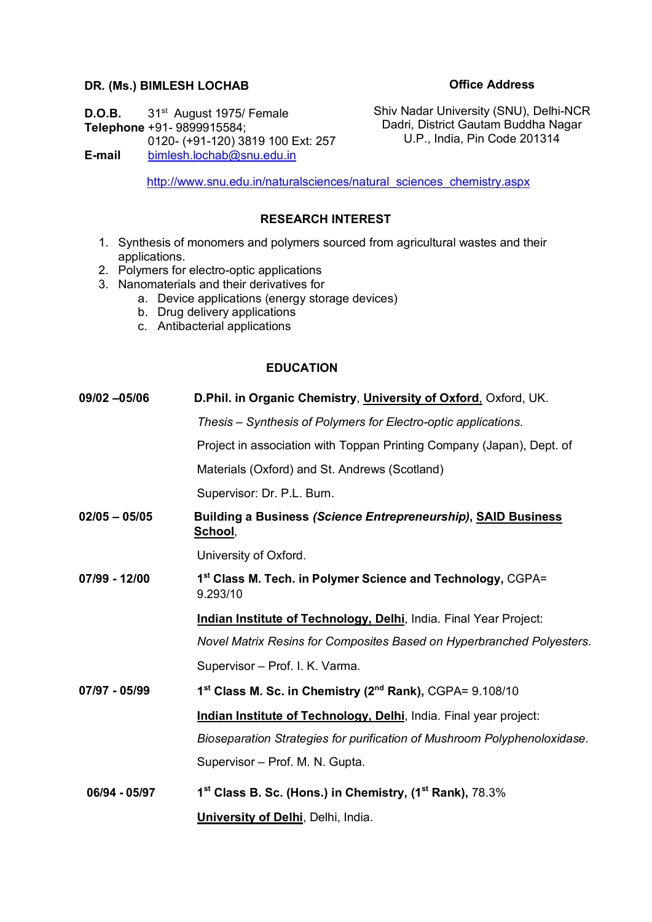**DR. (Ms.) BIMLESH LOCHAB**

**D.O.B.** 31st August 1975/ Female
**Telephone** +91- 9899915584;
0120- (+91-120) 3819 100 Ext: 257
**E-mail** bimlesh.lochab@snu.edu.in

**Office Address**

Shiv Nadar University (SNU), Delhi-NCR
Dadri, District Gautam Buddha Nagar
U.P., India, Pin Code 201314

http://www.snu.edu.in/naturalsciences/natural_sciences_chemistry.aspx

## RESEARCH INTEREST

1. Synthesis of monomers and polymers sourced from agricultural wastes and their applications.
2. Polymers for electro-optic applications
3. Nanomaterials and their derivatives for
   a. Device applications (energy storage devices)
   b. Drug delivery applications
   c. Antibacterial applications

## EDUCATION

**09/02 –05/06** — **D.Phil. in Organic Chemistry**, **University of Oxford**, Oxford, UK.

*Thesis – Synthesis of Polymers for Electro-optic applications*.

Project in association with Toppan Printing Company (Japan), Dept. of Materials (Oxford) and St. Andrews (Scotland)

Supervisor: Dr. P.L. Burn.

**02/05 – 05/05** — **Building a Business *(Science Entrepreneurship)***, **SAID Business School**,

University of Oxford.

**07/99 - 12/00** — **1st Class M. Tech. in Polymer Science and Technology,** CGPA= 9.293/10

**Indian Institute of Technology, Delhi**, India. Final Year Project:

*Novel Matrix Resins for Composites Based on Hyperbranched Polyesters*.

Supervisor – Prof. I. K. Varma.

**07/97 - 05/99** — **1st Class M. Sc. in Chemistry (2nd Rank),** CGPA= 9.108/10

**Indian Institute of Technology, Delhi**, India. Final year project:

*Bioseparation Strategies for purification of Mushroom Polyphenoloxidase*.

Supervisor – Prof. M. N. Gupta.

**06/94 - 05/97** — **1st Class B. Sc. (Hons.) in Chemistry, (1st Rank),** 78.3%

**University of Delhi**, Delhi, India.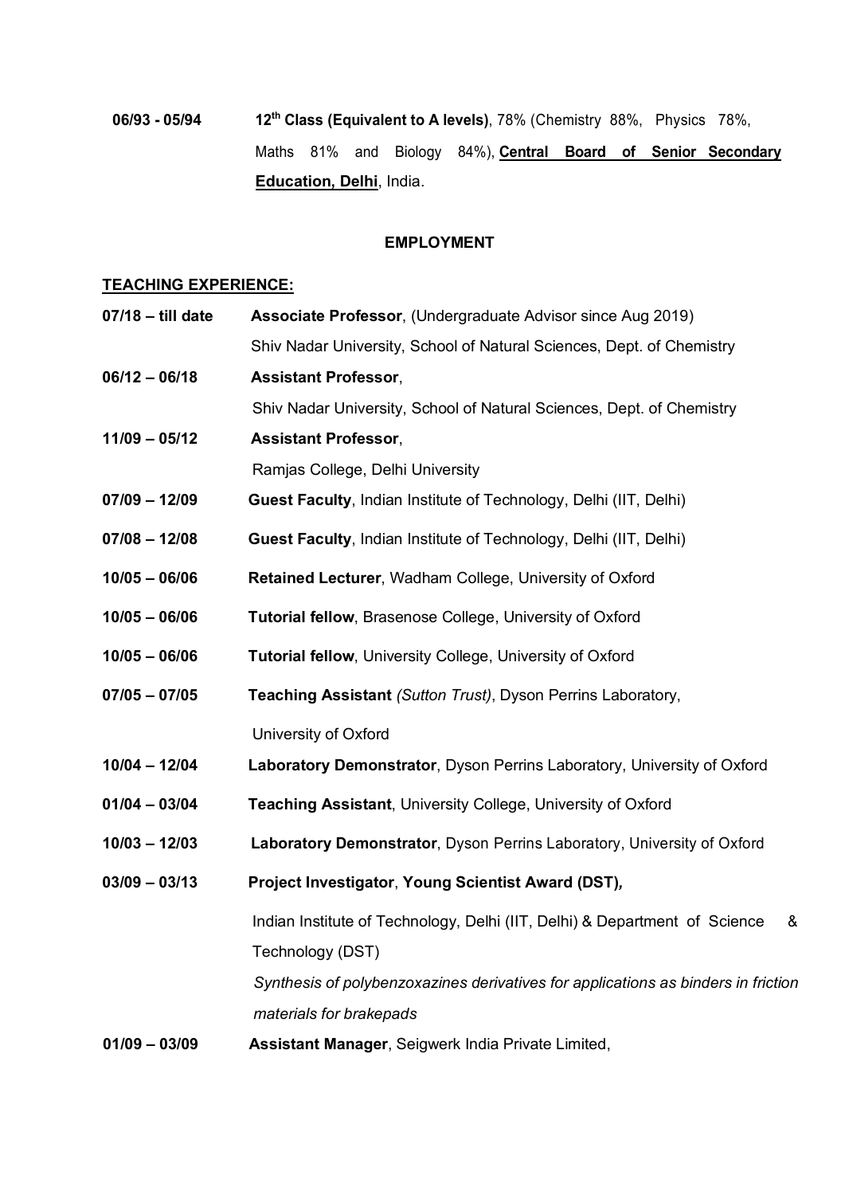**06/93 - 05/94** **12th Class (Equivalent to A levels)**, 78% (Chemistry 88%, Physics 78%, Maths 81% and Biology 84%), **Central Board of Senior Secondary Education, Delhi**, India.

## EMPLOYMENT

### TEACHING EXPERIENCE:

**07/18 – till date** **Associate Professor**, (Undergraduate Advisor since Aug 2019)
Shiv Nadar University, School of Natural Sciences, Dept. of Chemistry

**06/12 – 06/18** **Assistant Professor**,
Shiv Nadar University, School of Natural Sciences, Dept. of Chemistry

**11/09 – 05/12** **Assistant Professor**,
Ramjas College, Delhi University

**07/09 – 12/09** **Guest Faculty**, Indian Institute of Technology, Delhi (IIT, Delhi)

**07/08 – 12/08** **Guest Faculty**, Indian Institute of Technology, Delhi (IIT, Delhi)

**10/05 – 06/06** **Retained Lecturer**, Wadham College, University of Oxford

**10/05 – 06/06** **Tutorial fellow**, Brasenose College, University of Oxford

**10/05 – 06/06** **Tutorial fellow**, University College, University of Oxford

**07/05 – 07/05** **Teaching Assistant** *(Sutton Trust)*, Dyson Perrins Laboratory, University of Oxford

**10/04 – 12/04** **Laboratory Demonstrator**, Dyson Perrins Laboratory, University of Oxford

**01/04 – 03/04** **Teaching Assistant**, University College, University of Oxford

**10/03 – 12/03** **Laboratory Demonstrator**, Dyson Perrins Laboratory, University of Oxford

**03/09 – 03/13** **Project Investigator**, **Young Scientist Award (DST)**,
Indian Institute of Technology, Delhi (IIT, Delhi) & Department of Science & Technology (DST)
*Synthesis of polybenzoxazines derivatives for applications as binders in friction materials for brakepads*

**01/09 – 03/09** **Assistant Manager**, Seigwerk India Private Limited,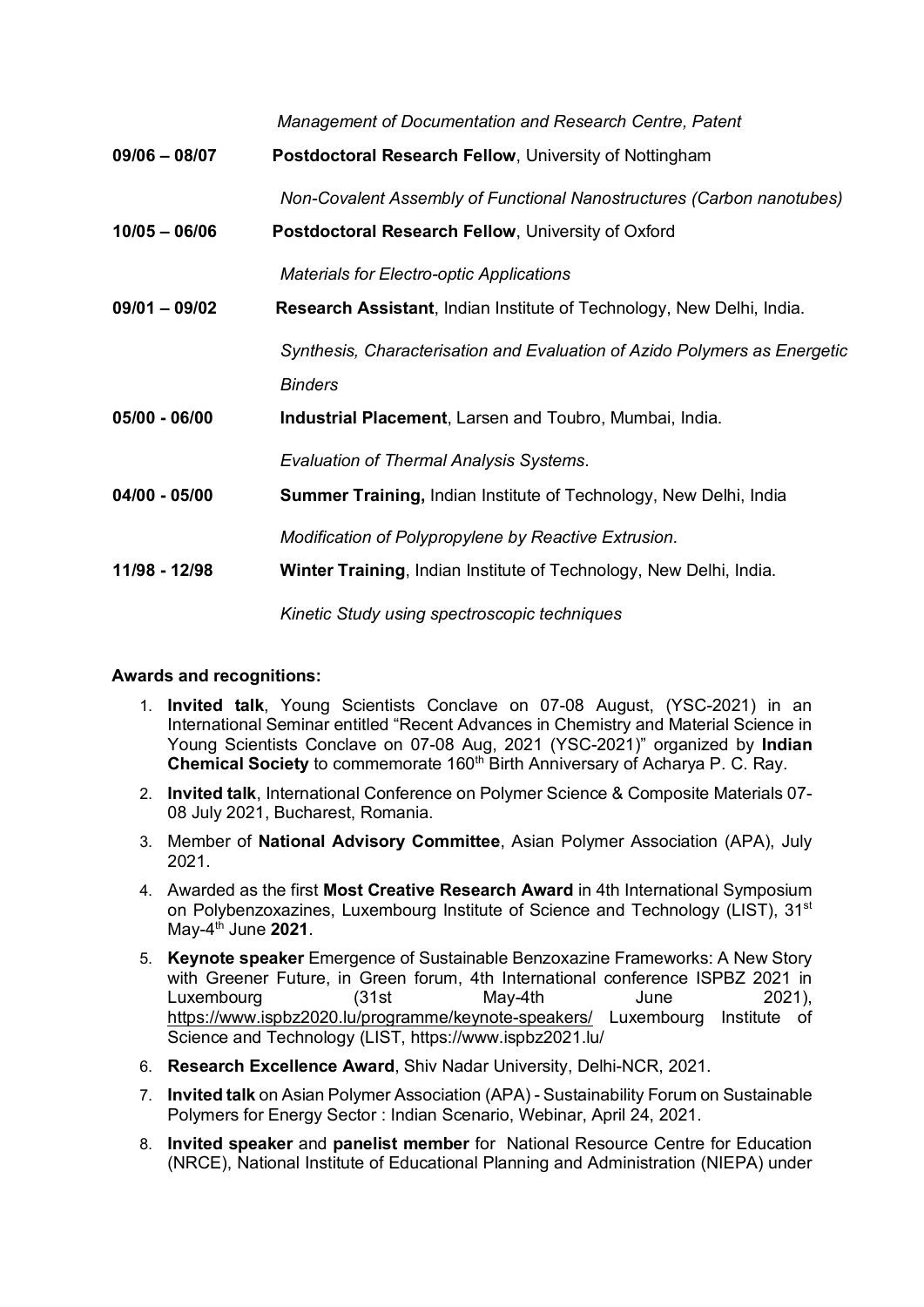*Management of Documentation and Research Centre, Patent*

**09/06 – 08/07** **Postdoctoral Research Fellow**, University of Nottingham

*Non-Covalent Assembly of Functional Nanostructures (Carbon nanotubes)*

**10/05 – 06/06** **Postdoctoral Research Fellow**, University of Oxford

*Materials for Electro-optic Applications*

**09/01 – 09/02** **Research Assistant**, Indian Institute of Technology, New Delhi, India.

*Synthesis, Characterisation and Evaluation of Azido Polymers as Energetic Binders*

**05/00 - 06/00** **Industrial Placement**, Larsen and Toubro, Mumbai, India.

*Evaluation of Thermal Analysis Systems.*

**04/00 - 05/00** **Summer Training,** Indian Institute of Technology, New Delhi, India

*Modification of Polypropylene by Reactive Extrusion.*

**11/98 - 12/98** **Winter Training**, Indian Institute of Technology, New Delhi, India.

*Kinetic Study using spectroscopic techniques*

**Awards and recognitions:**

1. **Invited talk**, Young Scientists Conclave on 07-08 August, (YSC-2021) in an International Seminar entitled "Recent Advances in Chemistry and Material Science in Young Scientists Conclave on 07-08 Aug, 2021 (YSC-2021)" organized by **Indian Chemical Society** to commemorate 160th Birth Anniversary of Acharya P. C. Ray.
2. **Invited talk**, International Conference on Polymer Science & Composite Materials 07-08 July 2021, Bucharest, Romania.
3. Member of **National Advisory Committee**, Asian Polymer Association (APA), July 2021.
4. Awarded as the first **Most Creative Research Award** in 4th International Symposium on Polybenzoxazines, Luxembourg Institute of Science and Technology (LIST), 31st May-4th June **2021**.
5. **Keynote speaker** Emergence of Sustainable Benzoxazine Frameworks: A New Story with Greener Future, in Green forum, 4th International conference ISPBZ 2021 in Luxembourg (31st May-4th June 2021), https://www.ispbz2020.lu/programme/keynote-speakers/ Luxembourg Institute of Science and Technology (LIST, https://www.ispbz2021.lu/
6. **Research Excellence Award**, Shiv Nadar University, Delhi-NCR, 2021.
7. **Invited talk** on Asian Polymer Association (APA) - Sustainability Forum on Sustainable Polymers for Energy Sector : Indian Scenario, Webinar, April 24, 2021.
8. **Invited speaker** and **panelist member** for National Resource Centre for Education (NRCE), National Institute of Educational Planning and Administration (NIEPA) under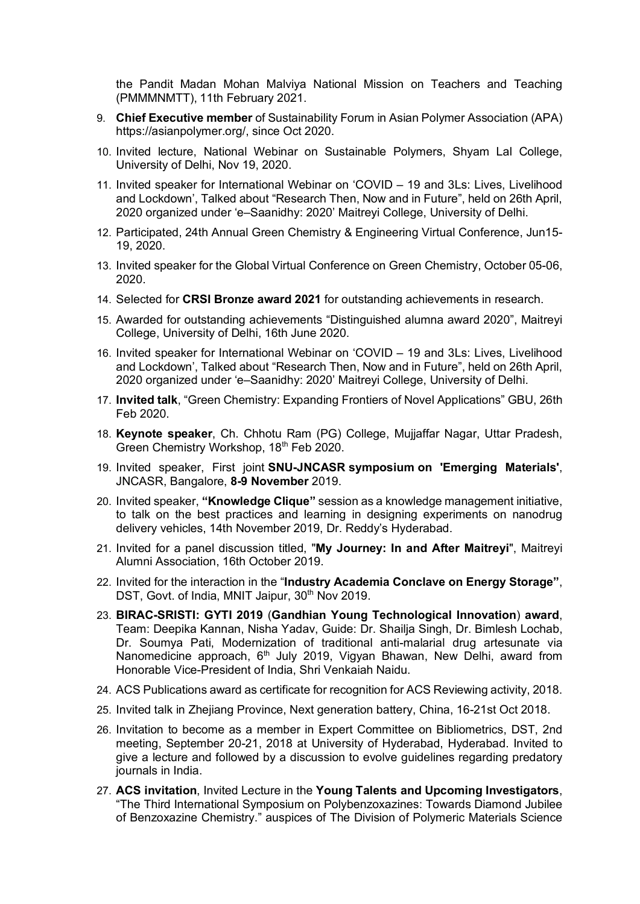the Pandit Madan Mohan Malviya National Mission on Teachers and Teaching (PMMMNMTT), 11th February 2021.

9. **Chief Executive member** of Sustainability Forum in Asian Polymer Association (APA) https://asianpolymer.org/, since Oct 2020.
10. Invited lecture, National Webinar on Sustainable Polymers, Shyam Lal College, University of Delhi, Nov 19, 2020.
11. Invited speaker for International Webinar on 'COVID – 19 and 3Ls: Lives, Livelihood and Lockdown', Talked about "Research Then, Now and in Future", held on 26th April, 2020 organized under 'e–Saanidhy: 2020' Maitreyi College, University of Delhi.
12. Participated, 24th Annual Green Chemistry & Engineering Virtual Conference, Jun15-19, 2020.
13. Invited speaker for the Global Virtual Conference on Green Chemistry, October 05-06, 2020.
14. Selected for **CRSI Bronze award 2021** for outstanding achievements in research.
15. Awarded for outstanding achievements "Distinguished alumna award 2020", Maitreyi College, University of Delhi, 16th June 2020.
16. Invited speaker for International Webinar on 'COVID – 19 and 3Ls: Lives, Livelihood and Lockdown', Talked about "Research Then, Now and in Future", held on 26th April, 2020 organized under 'e–Saanidhy: 2020' Maitreyi College, University of Delhi.
17. **Invited talk**, "Green Chemistry: Expanding Frontiers of Novel Applications" GBU, 26th Feb 2020.
18. **Keynote speaker**, Ch. Chhotu Ram (PG) College, Mujjaffar Nagar, Uttar Pradesh, Green Chemistry Workshop, 18th Feb 2020.
19. Invited speaker, First joint **SNU-JNCASR symposium on 'Emerging Materials'**, JNCASR, Bangalore, **8-9 November** 2019.
20. Invited speaker, **"Knowledge Clique"** session as a knowledge management initiative, to talk on the best practices and learning in designing experiments on nanodrug delivery vehicles, 14th November 2019, Dr. Reddy's Hyderabad.
21. Invited for a panel discussion titled, "**My Journey: In and After Maitreyi**", Maitreyi Alumni Association, 16th October 2019.
22. Invited for the interaction in the "**Industry Academia Conclave on Energy Storage"**, DST, Govt. of India, MNIT Jaipur, 30th Nov 2019.
23. **BIRAC-SRISTI: GYTI 2019** (**Gandhian Young Technological Innovation**) **award**, Team: Deepika Kannan, Nisha Yadav, Guide: Dr. Shailja Singh, Dr. Bimlesh Lochab, Dr. Soumya Pati, Modernization of traditional anti-malarial drug artesunate via Nanomedicine approach, 6th July 2019, Vigyan Bhawan, New Delhi, award from Honorable Vice-President of India, Shri Venkaiah Naidu.
24. ACS Publications award as certificate for recognition for ACS Reviewing activity, 2018.
25. Invited talk in Zhejiang Province, Next generation battery, China, 16-21st Oct 2018.
26. Invitation to become as a member in Expert Committee on Bibliometrics, DST, 2nd meeting, September 20-21, 2018 at University of Hyderabad, Hyderabad. Invited to give a lecture and followed by a discussion to evolve guidelines regarding predatory journals in India.
27. **ACS invitation**, Invited Lecture in the **Young Talents and Upcoming Investigators**, "The Third International Symposium on Polybenzoxazines: Towards Diamond Jubilee of Benzoxazine Chemistry." auspices of The Division of Polymeric Materials Science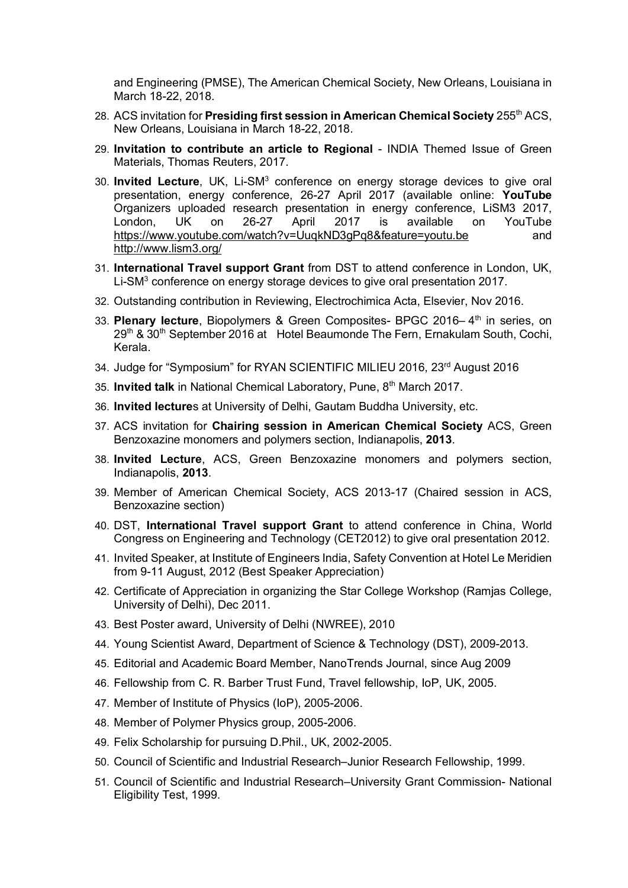and Engineering (PMSE), The American Chemical Society, New Orleans, Louisiana in March 18-22, 2018.

28. ACS invitation for **Presiding first session in American Chemical Society** 255$^{th}$ ACS, New Orleans, Louisiana in March 18-22, 2018.
29. **Invitation to contribute an article to Regional** - INDIA Themed Issue of Green Materials, Thomas Reuters, 2017.
30. **Invited Lecture**, UK, Li-SM$^3$ conference on energy storage devices to give oral presentation, energy conference, 26-27 April 2017 (available online: **YouTube** Organizers uploaded research presentation in energy conference, LiSM3 2017, London, UK on 26-27 April 2017 is available on YouTube https://www.youtube.com/watch?v=UuqkND3gPq8&feature=youtu.be and http://www.lism3.org/
31. **International Travel support Grant** from DST to attend conference in London, UK, Li-SM$^3$ conference on energy storage devices to give oral presentation 2017.
32. Outstanding contribution in Reviewing, Electrochimica Acta, Elsevier, Nov 2016.
33. **Plenary lecture**, Biopolymers & Green Composites- BPGC 2016– 4$^{th}$ in series, on 29$^{th}$ & 30$^{th}$ September 2016 at Hotel Beaumonde The Fern, Ernakulam South, Cochi, Kerala.
34. Judge for "Symposium" for RYAN SCIENTIFIC MILIEU 2016, 23$^{rd}$ August 2016
35. **Invited talk** in National Chemical Laboratory, Pune, 8$^{th}$ March 2017.
36. **Invited lecture**s at University of Delhi, Gautam Buddha University, etc.
37. ACS invitation for **Chairing session in American Chemical Society** ACS, Green Benzoxazine monomers and polymers section, Indianapolis, **2013**.
38. **Invited Lecture**, ACS, Green Benzoxazine monomers and polymers section, Indianapolis, **2013**.
39. Member of American Chemical Society, ACS 2013-17 (Chaired session in ACS, Benzoxazine section)
40. DST, **International Travel support Grant** to attend conference in China, World Congress on Engineering and Technology (CET2012) to give oral presentation 2012.
41. Invited Speaker, at Institute of Engineers India, Safety Convention at Hotel Le Meridien from 9-11 August, 2012 (Best Speaker Appreciation)
42. Certificate of Appreciation in organizing the Star College Workshop (Ramjas College, University of Delhi), Dec 2011.
43. Best Poster award, University of Delhi (NWREE), 2010
44. Young Scientist Award, Department of Science & Technology (DST), 2009-2013.
45. Editorial and Academic Board Member, NanoTrends Journal, since Aug 2009
46. Fellowship from C. R. Barber Trust Fund, Travel fellowship, IoP, UK, 2005.
47. Member of Institute of Physics (IoP), 2005-2006.
48. Member of Polymer Physics group, 2005-2006.
49. Felix Scholarship for pursuing D.Phil., UK, 2002-2005.
50. Council of Scientific and Industrial Research–Junior Research Fellowship, 1999.
51. Council of Scientific and Industrial Research–University Grant Commission- National Eligibility Test, 1999.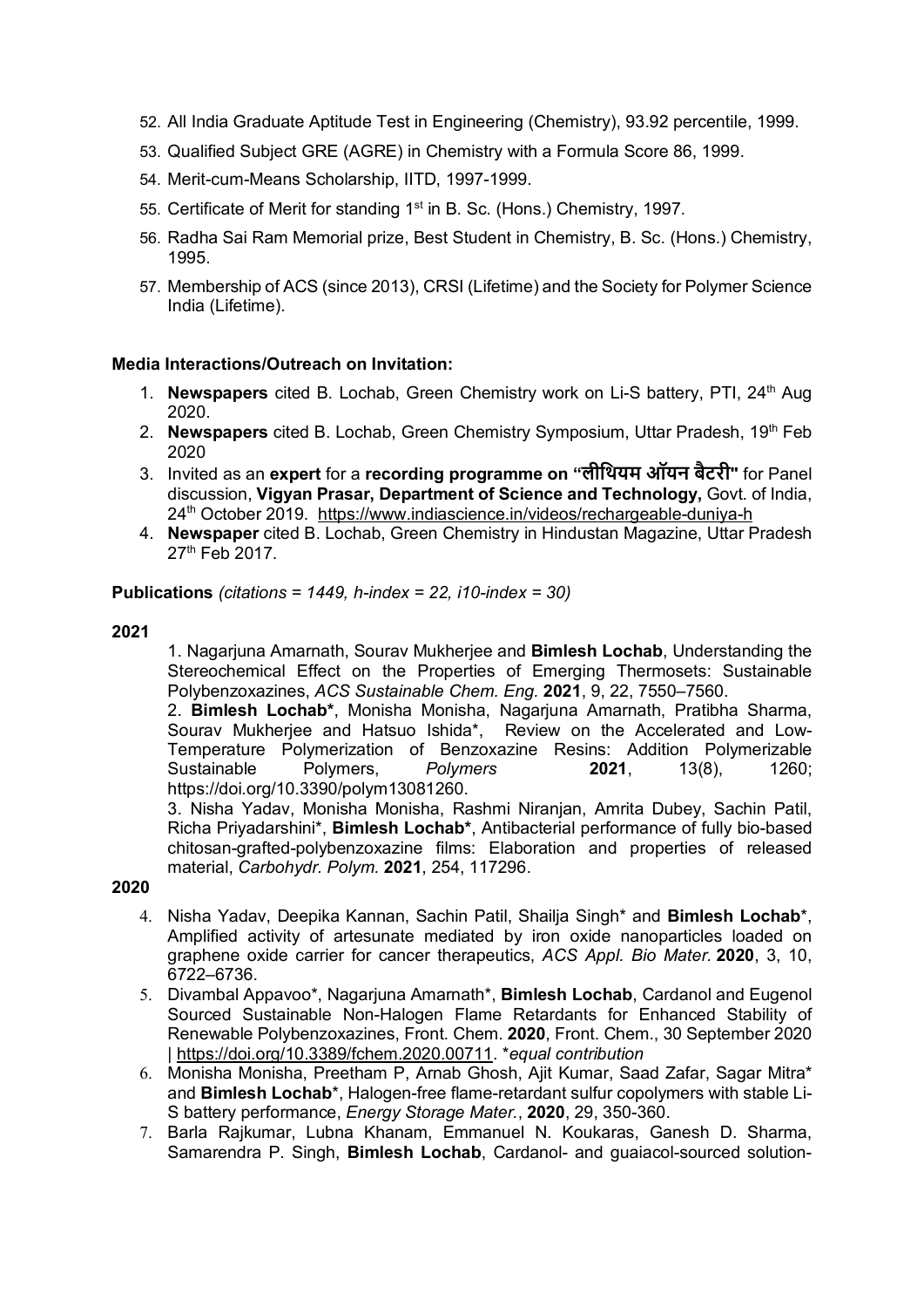52. All India Graduate Aptitude Test in Engineering (Chemistry), 93.92 percentile, 1999.
53. Qualified Subject GRE (AGRE) in Chemistry with a Formula Score 86, 1999.
54. Merit-cum-Means Scholarship, IITD, 1997-1999.
55. Certificate of Merit for standing 1st in B. Sc. (Hons.) Chemistry, 1997.
56. Radha Sai Ram Memorial prize, Best Student in Chemistry, B. Sc. (Hons.) Chemistry, 1995.
57. Membership of ACS (since 2013), CRSI (Lifetime) and the Society for Polymer Science India (Lifetime).

**Media Interactions/Outreach on Invitation:**

1. **Newspapers** cited B. Lochab, Green Chemistry work on Li-S battery, PTI, 24th Aug 2020.
2. **Newspapers** cited B. Lochab, Green Chemistry Symposium, Uttar Pradesh, 19th Feb 2020
3. Invited as an **expert** for a **recording programme on "लीथियम ऑयन बैटरी"** for Panel discussion, **Vigyan Prasar, Department of Science and Technology,** Govt. of India, 24th October 2019. https://www.indiascience.in/videos/rechargeable-duniya-h
4. **Newspaper** cited B. Lochab, Green Chemistry in Hindustan Magazine, Uttar Pradesh 27th Feb 2017.

**Publications** *(citations = 1449, h-index = 22, i10-index = 30)*

**2021**

1. Nagarjuna Amarnath, Sourav Mukherjee and **Bimlesh Lochab**, Understanding the Stereochemical Effect on the Properties of Emerging Thermosets: Sustainable Polybenzoxazines, *ACS Sustainable Chem. Eng.* **2021**, 9, 22, 7550–7560.
2. **Bimlesh Lochab***, Monisha Monisha, Nagarjuna Amarnath, Pratibha Sharma, Sourav Mukherjee and Hatsuo Ishida*, Review on the Accelerated and Low-Temperature Polymerization of Benzoxazine Resins: Addition Polymerizable Sustainable Polymers, *Polymers* **2021**, 13(8), 1260; https://doi.org/10.3390/polym13081260.
3. Nisha Yadav, Monisha Monisha, Rashmi Niranjan, Amrita Dubey, Sachin Patil, Richa Priyadarshini*, **Bimlesh Lochab***, Antibacterial performance of fully bio-based chitosan-grafted-polybenzoxazine films: Elaboration and properties of released material, *Carbohydr. Polym.* **2021**, 254, 117296.

**2020**

4. Nisha Yadav, Deepika Kannan, Sachin Patil, Shailja Singh* and **Bimlesh Lochab***, Amplified activity of artesunate mediated by iron oxide nanoparticles loaded on graphene oxide carrier for cancer therapeutics, *ACS Appl. Bio Mater.* **2020**, 3, 10, 6722–6736.
5. Divambal Appavoo*, Nagarjuna Amarnath*, **Bimlesh Lochab**, Cardanol and Eugenol Sourced Sustainable Non-Halogen Flame Retardants for Enhanced Stability of Renewable Polybenzoxazines, Front. Chem. **2020**, Front. Chem., 30 September 2020 | https://doi.org/10.3389/fchem.2020.00711. **equal contribution*
6. Monisha Monisha, Preetham P, Arnab Ghosh, Ajit Kumar, Saad Zafar, Sagar Mitra* and **Bimlesh Lochab***, Halogen-free flame-retardant sulfur copolymers with stable Li-S battery performance, *Energy Storage Mater.*, **2020**, 29, 350-360.
7. Barla Rajkumar, Lubna Khanam, Emmanuel N. Koukaras, Ganesh D. Sharma, Samarendra P. Singh, **Bimlesh Lochab**, Cardanol- and guaiacol-sourced solution-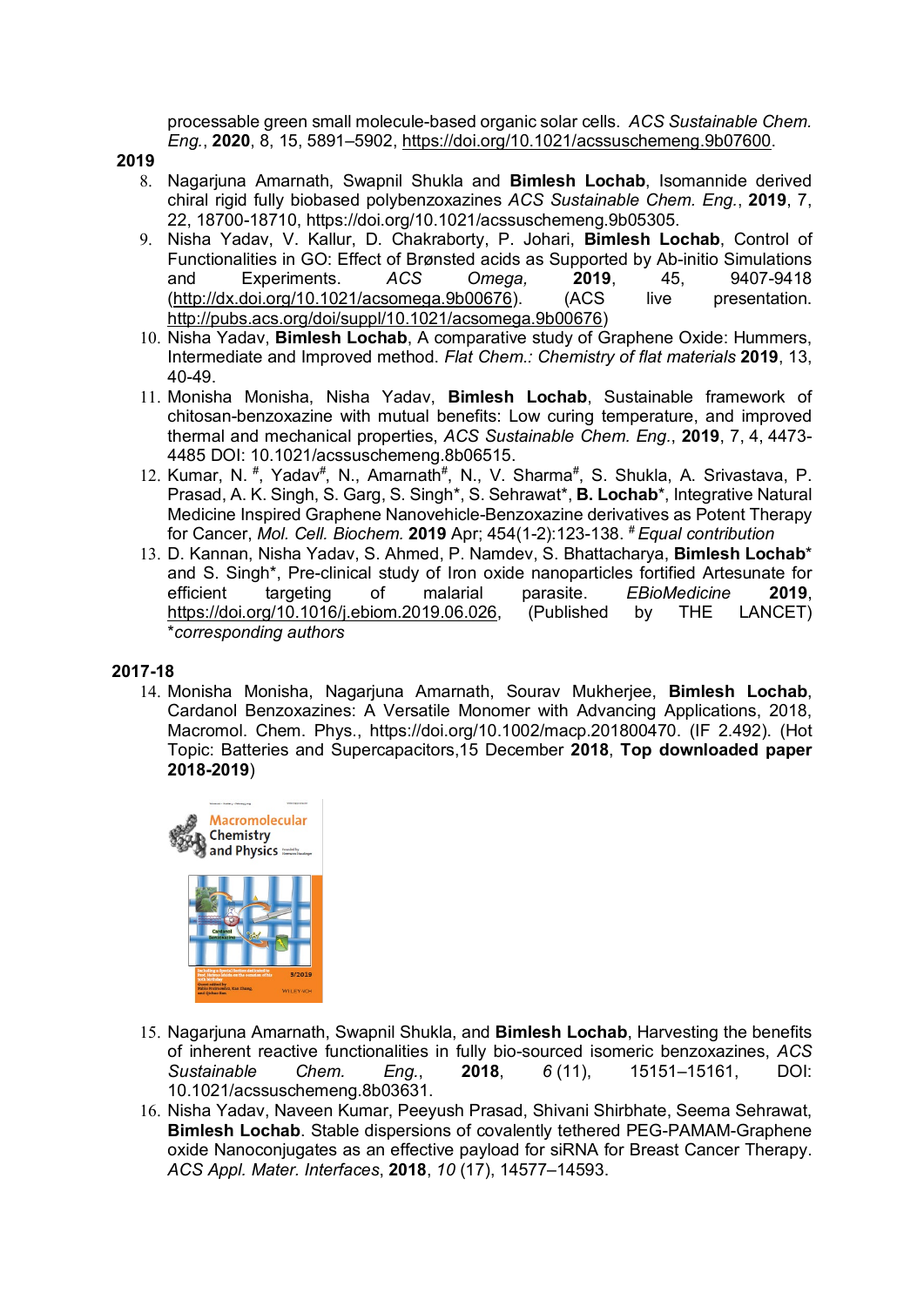processable green small molecule-based organic solar cells. *ACS Sustainable Chem. Eng.*, **2020**, 8, 15, 5891–5902, https://doi.org/10.1021/acssuschemeng.9b07600.

**2019**

8. Nagarjuna Amarnath, Swapnil Shukla and **Bimlesh Lochab**, Isomannide derived chiral rigid fully biobased polybenzoxazines *ACS Sustainable Chem. Eng.*, **2019**, 7, 22, 18700-18710, https://doi.org/10.1021/acssuschemeng.9b05305.
9. Nisha Yadav, V. Kallur, D. Chakraborty, P. Johari, **Bimlesh Lochab**, Control of Functionalities in GO: Effect of Brønsted acids as Supported by Ab-initio Simulations and Experiments. *ACS Omega,* **2019**, 45, 9407-9418 (http://dx.doi.org/10.1021/acsomega.9b00676). (ACS live presentation. http://pubs.acs.org/doi/suppl/10.1021/acsomega.9b00676)
10. Nisha Yadav, **Bimlesh Lochab**, A comparative study of Graphene Oxide: Hummers, Intermediate and Improved method. *Flat Chem.: Chemistry of flat materials* **2019**, 13, 40-49.
11. Monisha Monisha, Nisha Yadav, **Bimlesh Lochab**, Sustainable framework of chitosan-benzoxazine with mutual benefits: Low curing temperature, and improved thermal and mechanical properties, *ACS Sustainable Chem. Eng.*, **2019**, 7, 4, 4473-4485 DOI: 10.1021/acssuschemeng.8b06515.
12. Kumar, N. #, Yadav#, N., Amarnath#, N., V. Sharma#, S. Shukla, A. Srivastava, P. Prasad, A. K. Singh, S. Garg, S. Singh*, S. Sehrawat*, **B. Lochab***, Integrative Natural Medicine Inspired Graphene Nanovehicle-Benzoxazine derivatives as Potent Therapy for Cancer, *Mol. Cell. Biochem.* **2019** Apr; 454(1-2):123-138. *# Equal contribution*
13. D. Kannan, Nisha Yadav, S. Ahmed, P. Namdev, S. Bhattacharya, **Bimlesh Lochab*** and S. Singh*, Pre-clinical study of Iron oxide nanoparticles fortified Artesunate for efficient targeting of malarial parasite. *EBioMedicine* **2019**, https://doi.org/10.1016/j.ebiom.2019.06.026, (Published by THE LANCET) **corresponding authors*

**2017-18**

14. Monisha Monisha, Nagarjuna Amarnath, Sourav Mukherjee, **Bimlesh Lochab**, Cardanol Benzoxazines: A Versatile Monomer with Advancing Applications, 2018, Macromol. Chem. Phys., https://doi.org/10.1002/macp.201800470. (IF 2.492). (Hot Topic: Batteries and Supercapacitors,15 December **2018**, **Top downloaded paper 2018-2019**)
15. Nagarjuna Amarnath, Swapnil Shukla, and **Bimlesh Lochab**, Harvesting the benefits of inherent reactive functionalities in fully bio-sourced isomeric benzoxazines, *ACS Sustainable Chem. Eng.*, **2018**, *6* (11), 15151–15161, DOI: 10.1021/acssuschemeng.8b03631.
16. Nisha Yadav, Naveen Kumar, Peeyush Prasad, Shivani Shirbhate, Seema Sehrawat, **Bimlesh Lochab**. Stable dispersions of covalently tethered PEG-PAMAM-Graphene oxide Nanoconjugates as an effective payload for siRNA for Breast Cancer Therapy. *ACS Appl. Mater. Interfaces*, **2018**, *10* (17), 14577–14593.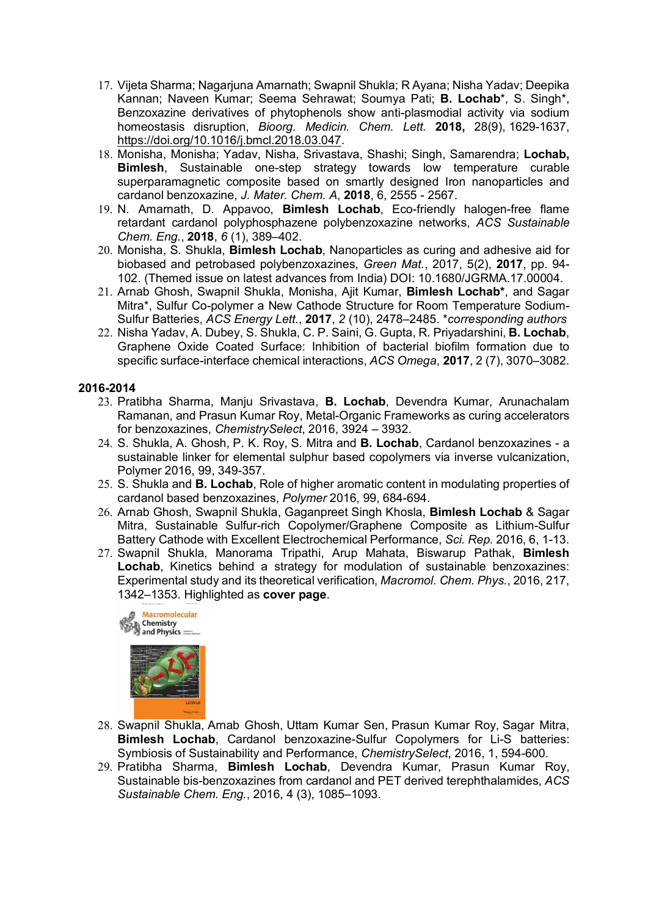17. Vijeta Sharma; Nagarjuna Amarnath; Swapnil Shukla; R Ayana; Nisha Yadav; Deepika Kannan; Naveen Kumar; Seema Sehrawat; Soumya Pati; **B. Lochab***, S. Singh*, Benzoxazine derivatives of phytophenols show anti-plasmodial activity via sodium homeostasis disruption, *Bioorg. Medicin. Chem. Lett.* **2018,** 28(9), 1629-1637, https://doi.org/10.1016/j.bmcl.2018.03.047.
18. Monisha, Monisha; Yadav, Nisha, Srivastava, Shashi; Singh, Samarendra; **Lochab, Bimlesh**, Sustainable one-step strategy towards low temperature curable superparamagnetic composite based on smartly designed Iron nanoparticles and cardanol benzoxazine, *J. Mater. Chem. A*, **2018**, 6, 2555 - 2567.
19. N. Amarnath, D. Appavoo, **Bimlesh Lochab**, Eco-friendly halogen-free flame retardant cardanol polyphosphazene polybenzoxazine networks, *ACS Sustainable Chem. Eng.*, **2018**, *6* (1), 389–402.
20. Monisha, S. Shukla, **Bimlesh Lochab**, Nanoparticles as curing and adhesive aid for biobased and petrobased polybenzoxazines, *Green Mat.*, 2017, 5(2), **2017**, pp. 94-102. (Themed issue on latest advances from India) DOI: 10.1680/JGRMA.17.00004.
21. Arnab Ghosh, Swapnil Shukla, Monisha, Ajit Kumar, **Bimlesh Lochab***, and Sagar Mitra*, Sulfur Co-polymer a New Cathode Structure for Room Temperature Sodium-Sulfur Batteries, *ACS Energy Lett.*, **2017**, *2* (10), 2478–2485. **corresponding authors*
22. Nisha Yadav, A. Dubey, S. Shukla, C. P. Saini, G. Gupta, R. Priyadarshini, **B. Lochab**, Graphene Oxide Coated Surface: Inhibition of bacterial biofilm formation due to specific surface-interface chemical interactions, *ACS Omega*, **2017**, 2 (7), 3070–3082.

**2016-2014**

23. Pratibha Sharma, Manju Srivastava, **B. Lochab**, Devendra Kumar, Arunachalam Ramanan, and Prasun Kumar Roy, Metal-Organic Frameworks as curing accelerators for benzoxazines, *ChemistrySelect*, 2016, 3924 – 3932.
24. S. Shukla, A. Ghosh, P. K. Roy, S. Mitra and **B. Lochab**, Cardanol benzoxazines - a sustainable linker for elemental sulphur based copolymers via inverse vulcanization, Polymer 2016, 99, 349-357.
25. S. Shukla and **B. Lochab**, Role of higher aromatic content in modulating properties of cardanol based benzoxazines, *Polymer* 2016, 99, 684-694.
26. Arnab Ghosh, Swapnil Shukla, Gaganpreet Singh Khosla, **Bimlesh Lochab** & Sagar Mitra, Sustainable Sulfur-rich Copolymer/Graphene Composite as Lithium-Sulfur Battery Cathode with Excellent Electrochemical Performance, *Sci. Rep.* 2016, 6, 1-13.
27. Swapnil Shukla, Manorama Tripathi, Arup Mahata, Biswarup Pathak, **Bimlesh Lochab**, Kinetics behind a strategy for modulation of sustainable benzoxazines: Experimental study and its theoretical verification, *Macromol. Chem. Phys.*, 2016, 217, 1342–1353. Highlighted as **cover page**.
28. Swapnil Shukla, Arnab Ghosh, Uttam Kumar Sen, Prasun Kumar Roy, Sagar Mitra, **Bimlesh Lochab**, Cardanol benzoxazine-Sulfur Copolymers for Li-S batteries: Symbiosis of Sustainability and Performance, *ChemistrySelect*, 2016, 1, 594-600.
29. Pratibha Sharma, **Bimlesh Lochab**, Devendra Kumar, Prasun Kumar Roy, Sustainable bis-benzoxazines from cardanol and PET derived terephthalamides, *ACS Sustainable Chem. Eng.*, 2016, 4 (3), 1085–1093.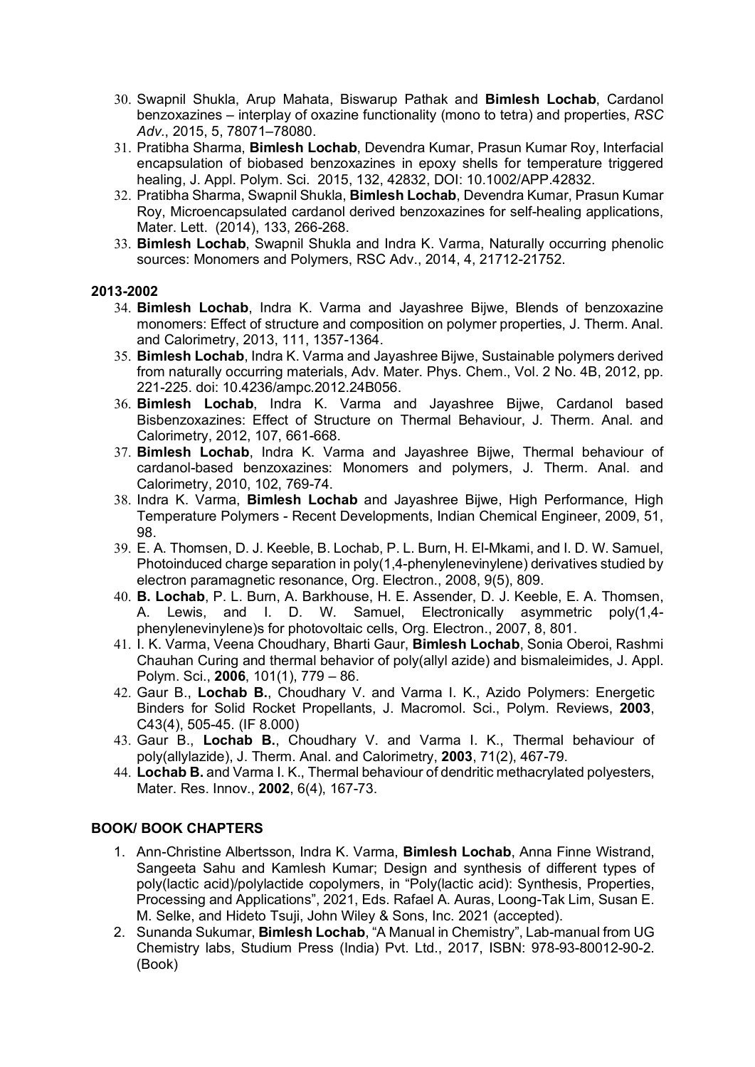30. Swapnil Shukla, Arup Mahata, Biswarup Pathak and **Bimlesh Lochab**, Cardanol benzoxazines – interplay of oxazine functionality (mono to tetra) and properties, *RSC Adv*., 2015, 5, 78071–78080.
31. Pratibha Sharma, **Bimlesh Lochab**, Devendra Kumar, Prasun Kumar Roy, Interfacial encapsulation of biobased benzoxazines in epoxy shells for temperature triggered healing, J. Appl. Polym. Sci. 2015, 132, 42832, DOI: 10.1002/APP.42832.
32. Pratibha Sharma, Swapnil Shukla, **Bimlesh Lochab**, Devendra Kumar, Prasun Kumar Roy, Microencapsulated cardanol derived benzoxazines for self-healing applications, Mater. Lett. (2014), 133, 266-268.
33. **Bimlesh Lochab**, Swapnil Shukla and Indra K. Varma, Naturally occurring phenolic sources: Monomers and Polymers, RSC Adv., 2014, 4, 21712-21752.

**2013-2002**

34. **Bimlesh Lochab**, Indra K. Varma and Jayashree Bijwe, Blends of benzoxazine monomers: Effect of structure and composition on polymer properties, J. Therm. Anal. and Calorimetry, 2013, 111, 1357-1364.
35. **Bimlesh Lochab**, Indra K. Varma and Jayashree Bijwe, Sustainable polymers derived from naturally occurring materials, Adv. Mater. Phys. Chem., Vol. 2 No. 4B, 2012, pp. 221-225. doi: 10.4236/ampc.2012.24B056.
36. **Bimlesh Lochab**, Indra K. Varma and Jayashree Bijwe, Cardanol based Bisbenzoxazines: Effect of Structure on Thermal Behaviour, J. Therm. Anal. and Calorimetry, 2012, 107, 661-668.
37. **Bimlesh Lochab**, Indra K. Varma and Jayashree Bijwe, Thermal behaviour of cardanol-based benzoxazines: Monomers and polymers, J. Therm. Anal. and Calorimetry, 2010, 102, 769-74.
38. Indra K. Varma, **Bimlesh Lochab** and Jayashree Bijwe, High Performance, High Temperature Polymers - Recent Developments, Indian Chemical Engineer, 2009, 51, 98.
39. E. A. Thomsen, D. J. Keeble, B. Lochab, P. L. Burn, H. El-Mkami, and I. D. W. Samuel, Photoinduced charge separation in poly(1,4-phenylenevinylene) derivatives studied by electron paramagnetic resonance, Org. Electron., 2008, 9(5), 809.
40. **B. Lochab**, P. L. Burn, A. Barkhouse, H. E. Assender, D. J. Keeble, E. A. Thomsen, A. Lewis, and I. D. W. Samuel, Electronically asymmetric poly(1,4-phenylenevinylene)s for photovoltaic cells, Org. Electron., 2007, 8, 801.
41. I. K. Varma, Veena Choudhary, Bharti Gaur, **Bimlesh Lochab**, Sonia Oberoi, Rashmi Chauhan Curing and thermal behavior of poly(allyl azide) and bismaleimides, J. Appl. Polym. Sci., **2006**, 101(1), 779 – 86.
42. Gaur B., **Lochab B.**, Choudhary V. and Varma I. K., Azido Polymers: Energetic Binders for Solid Rocket Propellants, J. Macromol. Sci., Polym. Reviews, **2003**, C43(4), 505-45. (IF 8.000)
43. Gaur B., **Lochab B.**, Choudhary V. and Varma I. K., Thermal behaviour of poly(allylazide), J. Therm. Anal. and Calorimetry, **2003**, 71(2), 467-79.
44. **Lochab B.** and Varma I. K., Thermal behaviour of dendritic methacrylated polyesters, Mater. Res. Innov., **2002**, 6(4), 167-73.

**BOOK/ BOOK CHAPTERS**

1. Ann-Christine Albertsson, Indra K. Varma, **Bimlesh Lochab**, Anna Finne Wistrand, Sangeeta Sahu and Kamlesh Kumar; Design and synthesis of different types of poly(lactic acid)/polylactide copolymers, in "Poly(lactic acid): Synthesis, Properties, Processing and Applications", 2021, Eds. Rafael A. Auras, Loong-Tak Lim, Susan E. M. Selke, and Hideto Tsuji, John Wiley & Sons, Inc. 2021 (accepted).
2. Sunanda Sukumar, **Bimlesh Lochab**, "A Manual in Chemistry", Lab-manual from UG Chemistry labs, Studium Press (India) Pvt. Ltd., 2017, ISBN: 978-93-80012-90-2. (Book)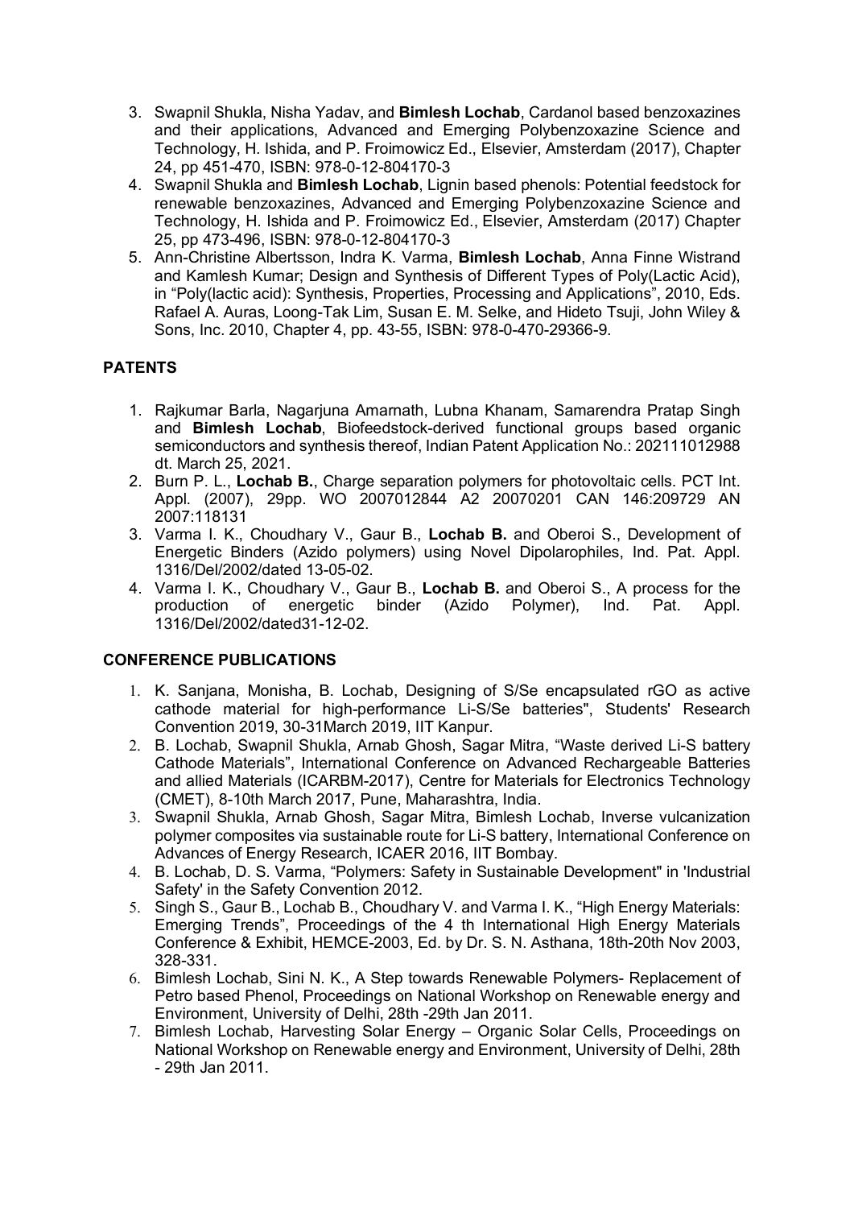3. Swapnil Shukla, Nisha Yadav, and **Bimlesh Lochab**, Cardanol based benzoxazines and their applications, Advanced and Emerging Polybenzoxazine Science and Technology, H. Ishida, and P. Froimowicz Ed., Elsevier, Amsterdam (2017), Chapter 24, pp 451-470, ISBN: 978-0-12-804170-3
4. Swapnil Shukla and **Bimlesh Lochab**, Lignin based phenols: Potential feedstock for renewable benzoxazines, Advanced and Emerging Polybenzoxazine Science and Technology, H. Ishida and P. Froimowicz Ed., Elsevier, Amsterdam (2017) Chapter 25, pp 473-496, ISBN: 978-0-12-804170-3
5. Ann-Christine Albertsson, Indra K. Varma, **Bimlesh Lochab**, Anna Finne Wistrand and Kamlesh Kumar; Design and Synthesis of Different Types of Poly(Lactic Acid), in "Poly(lactic acid): Synthesis, Properties, Processing and Applications", 2010, Eds. Rafael A. Auras, Loong-Tak Lim, Susan E. M. Selke, and Hideto Tsuji, John Wiley & Sons, Inc. 2010, Chapter 4, pp. 43-55, ISBN: 978-0-470-29366-9.

## PATENTS

1. Rajkumar Barla, Nagarjuna Amarnath, Lubna Khanam, Samarendra Pratap Singh and **Bimlesh Lochab**, Biofeedstock-derived functional groups based organic semiconductors and synthesis thereof, Indian Patent Application No.: 202111012988 dt. March 25, 2021.
2. Burn P. L., **Lochab B.**, Charge separation polymers for photovoltaic cells. PCT Int. Appl. (2007), 29pp. WO 2007012844 A2 20070201 CAN 146:209729 AN 2007:118131
3. Varma I. K., Choudhary V., Gaur B., **Lochab B.** and Oberoi S., Development of Energetic Binders (Azido polymers) using Novel Dipolarophiles, Ind. Pat. Appl. 1316/Del/2002/dated 13-05-02.
4. Varma I. K., Choudhary V., Gaur B., **Lochab B.** and Oberoi S., A process for the production of energetic binder (Azido Polymer), Ind. Pat. Appl. 1316/Del/2002/dated31-12-02.

## CONFERENCE PUBLICATIONS

1. K. Sanjana, Monisha, B. Lochab, Designing of S/Se encapsulated rGO as active cathode material for high-performance Li-S/Se batteries", Students' Research Convention 2019, 30-31March 2019, IIT Kanpur.
2. B. Lochab, Swapnil Shukla, Arnab Ghosh, Sagar Mitra, "Waste derived Li-S battery Cathode Materials", International Conference on Advanced Rechargeable Batteries and allied Materials (ICARBM-2017), Centre for Materials for Electronics Technology (CMET), 8-10th March 2017, Pune, Maharashtra, India.
3. Swapnil Shukla, Arnab Ghosh, Sagar Mitra, Bimlesh Lochab, Inverse vulcanization polymer composites via sustainable route for Li-S battery, International Conference on Advances of Energy Research, ICAER 2016, IIT Bombay.
4. B. Lochab, D. S. Varma, "Polymers: Safety in Sustainable Development" in 'Industrial Safety' in the Safety Convention 2012.
5. Singh S., Gaur B., Lochab B., Choudhary V. and Varma I. K., "High Energy Materials: Emerging Trends", Proceedings of the 4 th International High Energy Materials Conference & Exhibit, HEMCE-2003, Ed. by Dr. S. N. Asthana, 18th-20th Nov 2003, 328-331.
6. Bimlesh Lochab, Sini N. K., A Step towards Renewable Polymers- Replacement of Petro based Phenol, Proceedings on National Workshop on Renewable energy and Environment, University of Delhi, 28th -29th Jan 2011.
7. Bimlesh Lochab, Harvesting Solar Energy – Organic Solar Cells, Proceedings on National Workshop on Renewable energy and Environment, University of Delhi, 28th - 29th Jan 2011.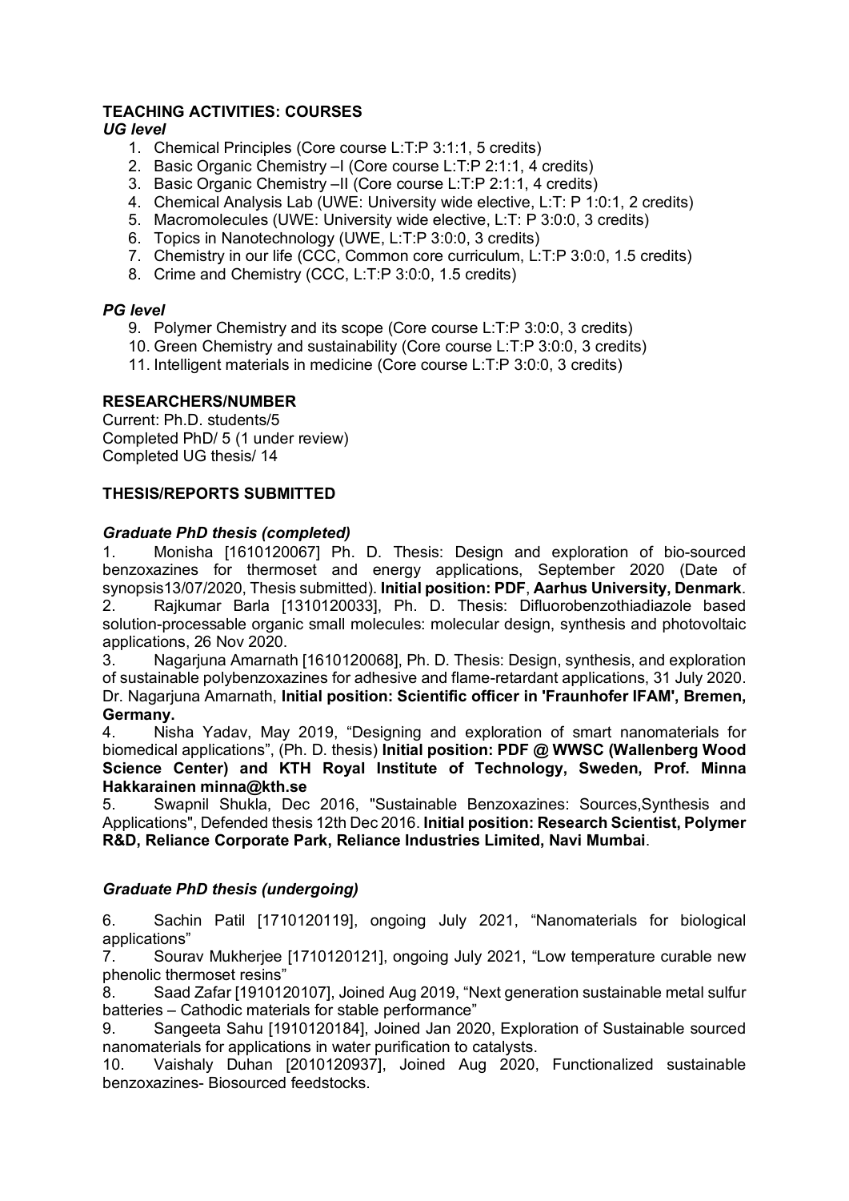## TEACHING ACTIVITIES: COURSES

*UG level*

1. Chemical Principles (Core course L:T:P 3:1:1, 5 credits)
2. Basic Organic Chemistry –I (Core course L:T:P 2:1:1, 4 credits)
3. Basic Organic Chemistry –II (Core course L:T:P 2:1:1, 4 credits)
4. Chemical Analysis Lab (UWE: University wide elective, L:T: P 1:0:1, 2 credits)
5. Macromolecules (UWE: University wide elective, L:T: P 3:0:0, 3 credits)
6. Topics in Nanotechnology (UWE, L:T:P 3:0:0, 3 credits)
7. Chemistry in our life (CCC, Common core curriculum, L:T:P 3:0:0, 1.5 credits)
8. Crime and Chemistry (CCC, L:T:P 3:0:0, 1.5 credits)

*PG level*

9. Polymer Chemistry and its scope (Core course L:T:P 3:0:0, 3 credits)
10. Green Chemistry and sustainability (Core course L:T:P 3:0:0, 3 credits)
11. Intelligent materials in medicine (Core course L:T:P 3:0:0, 3 credits)

## RESEARCHERS/NUMBER

Current: Ph.D. students/5
Completed PhD/ 5 (1 under review)
Completed UG thesis/ 14

## THESIS/REPORTS SUBMITTED

### *Graduate PhD thesis (completed)*

1. Monisha [1610120067] Ph. D. Thesis: Design and exploration of bio-sourced benzoxazines for thermoset and energy applications, September 2020 (Date of synopsis13/07/2020, Thesis submitted). **Initial position: PDF**, **Aarhus University, Denmark**.
2. Rajkumar Barla [1310120033], Ph. D. Thesis: Difluorobenzothiadiazole based solution-processable organic small molecules: molecular design, synthesis and photovoltaic applications, 26 Nov 2020.
3. Nagarjuna Amarnath [1610120068], Ph. D. Thesis: Design, synthesis, and exploration of sustainable polybenzoxazines for adhesive and flame-retardant applications, 31 July 2020. Dr. Nagarjuna Amarnath, **Initial position: Scientific officer in 'Fraunhofer IFAM', Bremen, Germany.**
4. Nisha Yadav, May 2019, "Designing and exploration of smart nanomaterials for biomedical applications", (Ph. D. thesis) **Initial position: PDF @ WWSC (Wallenberg Wood Science Center) and KTH Royal Institute of Technology, Sweden, Prof. Minna Hakkarainen minna@kth.se**
5. Swapnil Shukla, Dec 2016, "Sustainable Benzoxazines: Sources,Synthesis and Applications", Defended thesis 12th Dec 2016. **Initial position: Research Scientist, Polymer R&D, Reliance Corporate Park, Reliance Industries Limited, Navi Mumbai**.

### *Graduate PhD thesis (undergoing)*

6. Sachin Patil [1710120119], ongoing July 2021, "Nanomaterials for biological applications"
7. Sourav Mukherjee [1710120121], ongoing July 2021, "Low temperature curable new phenolic thermoset resins"
8. Saad Zafar [1910120107], Joined Aug 2019, "Next generation sustainable metal sulfur batteries – Cathodic materials for stable performance"
9. Sangeeta Sahu [1910120184], Joined Jan 2020, Exploration of Sustainable sourced nanomaterials for applications in water purification to catalysts.
10. Vaishaly Duhan [2010120937], Joined Aug 2020, Functionalized sustainable benzoxazines- Biosourced feedstocks.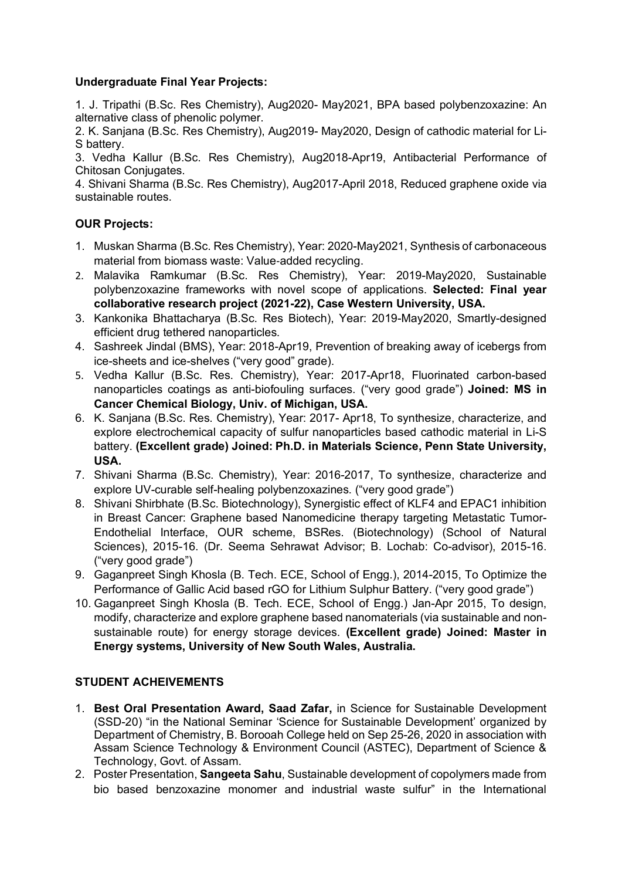**Undergraduate Final Year Projects:**

1. J. Tripathi (B.Sc. Res Chemistry), Aug2020- May2021, BPA based polybenzoxazine: An alternative class of phenolic polymer.
2. K. Sanjana (B.Sc. Res Chemistry), Aug2019- May2020, Design of cathodic material for Li-S battery.
3. Vedha Kallur (B.Sc. Res Chemistry), Aug2018-Apr19, Antibacterial Performance of Chitosan Conjugates.
4. Shivani Sharma (B.Sc. Res Chemistry), Aug2017-April 2018, Reduced graphene oxide via sustainable routes.

**OUR Projects:**

1. Muskan Sharma (B.Sc. Res Chemistry), Year: 2020-May2021, Synthesis of carbonaceous material from biomass waste: Value-added recycling.
2. Malavika Ramkumar (B.Sc. Res Chemistry), Year: 2019-May2020, Sustainable polybenzoxazine frameworks with novel scope of applications. **Selected: Final year collaborative research project (2021-22), Case Western University, USA.**
3. Kankonika Bhattacharya (B.Sc. Res Biotech), Year: 2019-May2020, Smartly-designed efficient drug tethered nanoparticles.
4. Sashreek Jindal (BMS), Year: 2018-Apr19, Prevention of breaking away of icebergs from ice-sheets and ice-shelves ("very good" grade).
5. Vedha Kallur (B.Sc. Res. Chemistry), Year: 2017-Apr18, Fluorinated carbon-based nanoparticles coatings as anti-biofouling surfaces. ("very good grade") **Joined: MS in Cancer Chemical Biology, Univ. of Michigan, USA.**
6. K. Sanjana (B.Sc. Res. Chemistry), Year: 2017- Apr18, To synthesize, characterize, and explore electrochemical capacity of sulfur nanoparticles based cathodic material in Li-S battery. **(Excellent grade) Joined: Ph.D. in Materials Science, Penn State University, USA.**
7. Shivani Sharma (B.Sc. Chemistry), Year: 2016-2017, To synthesize, characterize and explore UV-curable self-healing polybenzoxazines. ("very good grade")
8. Shivani Shirbhate (B.Sc. Biotechnology), Synergistic effect of KLF4 and EPAC1 inhibition in Breast Cancer: Graphene based Nanomedicine therapy targeting Metastatic Tumor-Endothelial Interface, OUR scheme, BSRes. (Biotechnology) (School of Natural Sciences), 2015-16. (Dr. Seema Sehrawat Advisor; B. Lochab: Co-advisor), 2015-16. ("very good grade")
9. Gaganpreet Singh Khosla (B. Tech. ECE, School of Engg.), 2014-2015, To Optimize the Performance of Gallic Acid based rGO for Lithium Sulphur Battery. ("very good grade")
10. Gaganpreet Singh Khosla (B. Tech. ECE, School of Engg.) Jan-Apr 2015, To design, modify, characterize and explore graphene based nanomaterials (via sustainable and non-sustainable route) for energy storage devices. **(Excellent grade) Joined: Master in Energy systems, University of New South Wales, Australia.**

**STUDENT ACHEIVEMENTS**

1. **Best Oral Presentation Award, Saad Zafar,** in Science for Sustainable Development (SSD-20) "in the National Seminar 'Science for Sustainable Development' organized by Department of Chemistry, B. Borooah College held on Sep 25-26, 2020 in association with Assam Science Technology & Environment Council (ASTEC), Department of Science & Technology, Govt. of Assam.
2. Poster Presentation, **Sangeeta Sahu**, Sustainable development of copolymers made from bio based benzoxazine monomer and industrial waste sulfur" in the International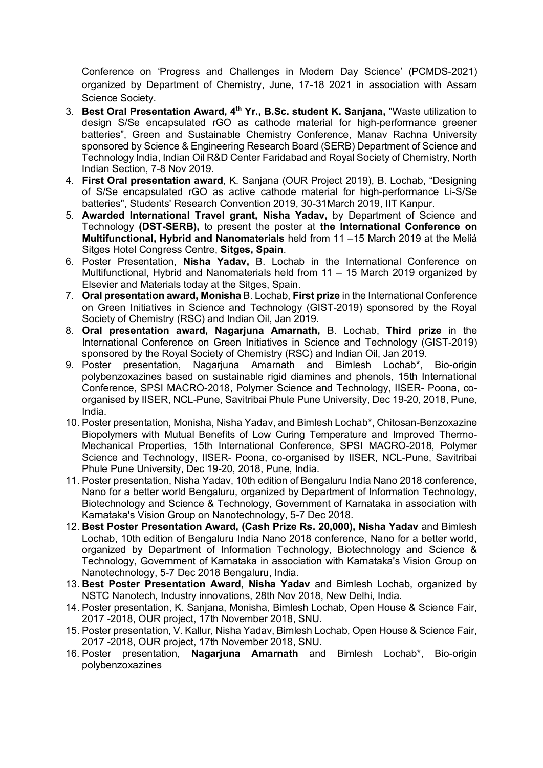Conference on 'Progress and Challenges in Modern Day Science' (PCMDS-2021) organized by Department of Chemistry, June, 17-18 2021 in association with Assam Science Society.

3. **Best Oral Presentation Award, 4$^{th}$ Yr., B.Sc. student K. Sanjana,** "Waste utilization to design S/Se encapsulated rGO as cathode material for high-performance greener batteries", Green and Sustainable Chemistry Conference, Manav Rachna University sponsored by Science & Engineering Research Board (SERB) Department of Science and Technology India, Indian Oil R&D Center Faridabad and Royal Society of Chemistry, North Indian Section, 7-8 Nov 2019.
4. **First Oral presentation award**, K. Sanjana (OUR Project 2019), B. Lochab, "Designing of S/Se encapsulated rGO as active cathode material for high-performance Li-S/Se batteries", Students' Research Convention 2019, 30-31March 2019, IIT Kanpur.
5. **Awarded International Travel grant, Nisha Yadav,** by Department of Science and Technology **(DST-SERB),** to present the poster at **the International Conference on Multifunctional, Hybrid and Nanomaterials** held from 11 –15 March 2019 at the Meliá Sitges Hotel Congress Centre, **Sitges, Spain**.
6. Poster Presentation, **Nisha Yadav,** B. Lochab in the International Conference on Multifunctional, Hybrid and Nanomaterials held from 11 – 15 March 2019 organized by Elsevier and Materials today at the Sitges, Spain.
7. **Oral presentation award, Monisha** B. Lochab, **First prize** in the International Conference on Green Initiatives in Science and Technology (GIST-2019) sponsored by the Royal Society of Chemistry (RSC) and Indian Oil, Jan 2019.
8. **Oral presentation award, Nagarjuna Amarnath,** B. Lochab, **Third prize** in the International Conference on Green Initiatives in Science and Technology (GIST-2019) sponsored by the Royal Society of Chemistry (RSC) and Indian Oil, Jan 2019.
9. Poster presentation, Nagarjuna Amarnath and Bimlesh Lochab*, Bio-origin polybenzoxazines based on sustainable rigid diamines and phenols, 15th International Conference, SPSI MACRO-2018, Polymer Science and Technology, IISER- Poona, co-organised by IISER, NCL-Pune, Savitribai Phule Pune University, Dec 19-20, 2018, Pune, India.
10. Poster presentation, Monisha, Nisha Yadav, and Bimlesh Lochab*, Chitosan-Benzoxazine Biopolymers with Mutual Benefits of Low Curing Temperature and Improved Thermo-Mechanical Properties, 15th International Conference, SPSI MACRO-2018, Polymer Science and Technology, IISER- Poona, co-organised by IISER, NCL-Pune, Savitribai Phule Pune University, Dec 19-20, 2018, Pune, India.
11. Poster presentation, Nisha Yadav, 10th edition of Bengaluru India Nano 2018 conference, Nano for a better world Bengaluru, organized by Department of Information Technology, Biotechnology and Science & Technology, Government of Karnataka in association with Karnataka's Vision Group on Nanotechnology, 5-7 Dec 2018.
12. **Best Poster Presentation Award, (Cash Prize Rs. 20,000), Nisha Yadav** and Bimlesh Lochab, 10th edition of Bengaluru India Nano 2018 conference, Nano for a better world, organized by Department of Information Technology, Biotechnology and Science & Technology, Government of Karnataka in association with Karnataka's Vision Group on Nanotechnology, 5-7 Dec 2018 Bengaluru, India.
13. **Best Poster Presentation Award, Nisha Yadav** and Bimlesh Lochab, organized by NSTC Nanotech, Industry innovations, 28th Nov 2018, New Delhi, India.
14. Poster presentation, K. Sanjana, Monisha, Bimlesh Lochab, Open House & Science Fair, 2017 -2018, OUR project, 17th November 2018, SNU.
15. Poster presentation, V. Kallur, Nisha Yadav, Bimlesh Lochab, Open House & Science Fair, 2017 -2018, OUR project, 17th November 2018, SNU.
16. Poster presentation, **Nagarjuna Amarnath** and Bimlesh Lochab*, Bio-origin polybenzoxazines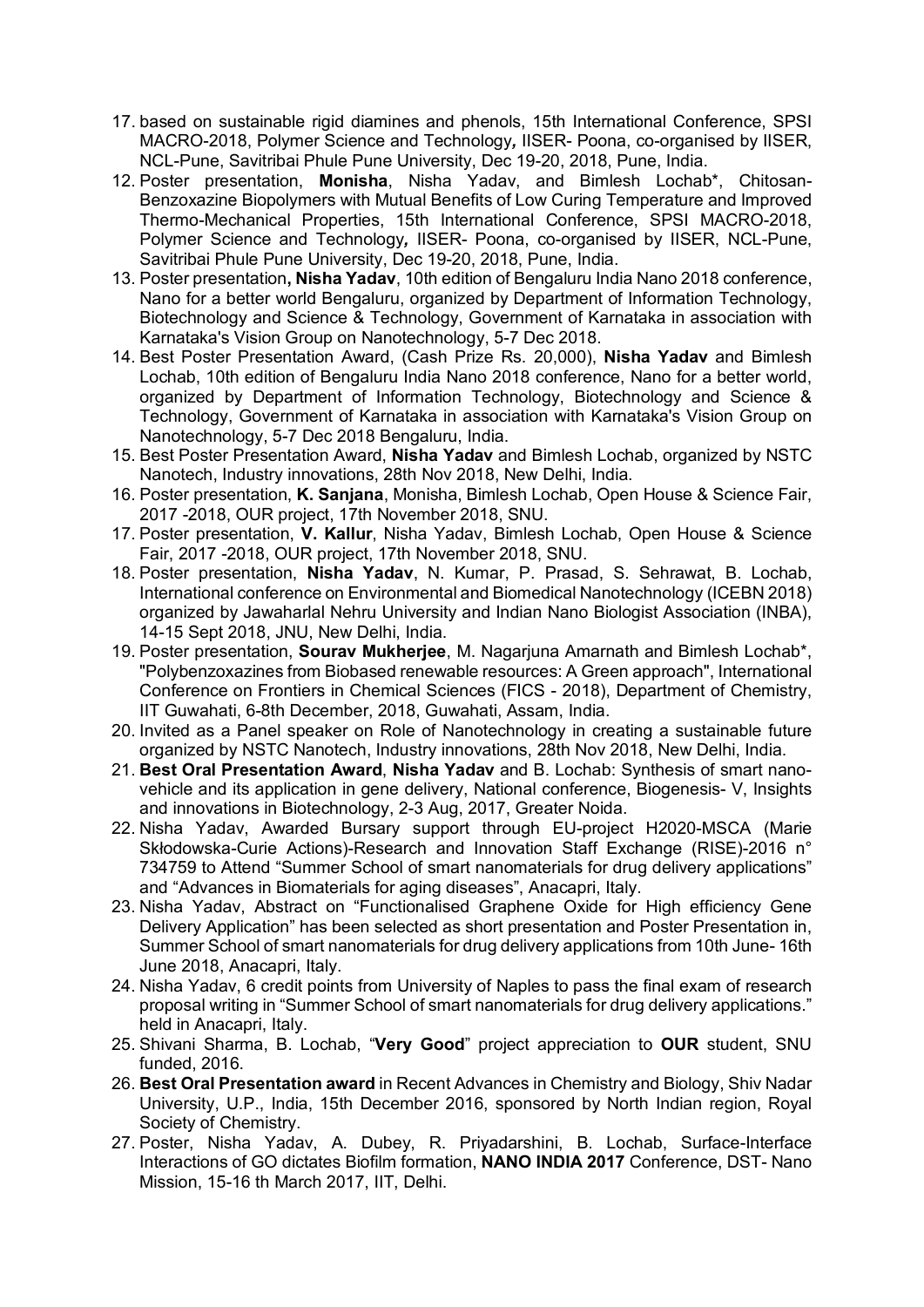17. based on sustainable rigid diamines and phenols, 15th International Conference, SPSI MACRO-2018, Polymer Science and Technology*,* IISER- Poona, co-organised by IISER, NCL-Pune, Savitribai Phule Pune University, Dec 19-20, 2018, Pune, India.
12. Poster presentation, **Monisha**, Nisha Yadav, and Bimlesh Lochab*, Chitosan-Benzoxazine Biopolymers with Mutual Benefits of Low Curing Temperature and Improved Thermo-Mechanical Properties, 15th International Conference, SPSI MACRO-2018, Polymer Science and Technology*,* IISER- Poona, co-organised by IISER, NCL-Pune, Savitribai Phule Pune University, Dec 19-20, 2018, Pune, India.
13. Poster presentation**, Nisha Yadav**, 10th edition of Bengaluru India Nano 2018 conference, Nano for a better world Bengaluru, organized by Department of Information Technology, Biotechnology and Science & Technology, Government of Karnataka in association with Karnataka's Vision Group on Nanotechnology, 5-7 Dec 2018.
14. Best Poster Presentation Award, (Cash Prize Rs. 20,000), **Nisha Yadav** and Bimlesh Lochab, 10th edition of Bengaluru India Nano 2018 conference, Nano for a better world, organized by Department of Information Technology, Biotechnology and Science & Technology, Government of Karnataka in association with Karnataka's Vision Group on Nanotechnology, 5-7 Dec 2018 Bengaluru, India.
15. Best Poster Presentation Award, **Nisha Yadav** and Bimlesh Lochab, organized by NSTC Nanotech, Industry innovations, 28th Nov 2018, New Delhi, India.
16. Poster presentation, **K. Sanjana**, Monisha, Bimlesh Lochab, Open House & Science Fair, 2017 -2018, OUR project, 17th November 2018, SNU.
17. Poster presentation, **V. Kallur**, Nisha Yadav, Bimlesh Lochab, Open House & Science Fair, 2017 -2018, OUR project, 17th November 2018, SNU.
18. Poster presentation, **Nisha Yadav**, N. Kumar, P. Prasad, S. Sehrawat, B. Lochab, International conference on Environmental and Biomedical Nanotechnology (ICEBN 2018) organized by Jawaharlal Nehru University and Indian Nano Biologist Association (INBA), 14-15 Sept 2018, JNU, New Delhi, India.
19. Poster presentation, **Sourav Mukherjee**, M. Nagarjuna Amarnath and Bimlesh Lochab*, "Polybenzoxazines from Biobased renewable resources: A Green approach", International Conference on Frontiers in Chemical Sciences (FICS - 2018), Department of Chemistry, IIT Guwahati, 6-8th December, 2018, Guwahati, Assam, India.
20. Invited as a Panel speaker on Role of Nanotechnology in creating a sustainable future organized by NSTC Nanotech, Industry innovations, 28th Nov 2018, New Delhi, India.
21. **Best Oral Presentation Award**, **Nisha Yadav** and B. Lochab: Synthesis of smart nano-vehicle and its application in gene delivery, National conference, Biogenesis- V, Insights and innovations in Biotechnology, 2-3 Aug, 2017, Greater Noida.
22. Nisha Yadav, Awarded Bursary support through EU-project H2020-MSCA (Marie Skłodowska-Curie Actions)-Research and Innovation Staff Exchange (RISE)-2016 n° 734759 to Attend "Summer School of smart nanomaterials for drug delivery applications" and "Advances in Biomaterials for aging diseases", Anacapri, Italy.
23. Nisha Yadav, Abstract on "Functionalised Graphene Oxide for High efficiency Gene Delivery Application" has been selected as short presentation and Poster Presentation in, Summer School of smart nanomaterials for drug delivery applications from 10th June- 16th June 2018, Anacapri, Italy.
24. Nisha Yadav, 6 credit points from University of Naples to pass the final exam of research proposal writing in "Summer School of smart nanomaterials for drug delivery applications." held in Anacapri, Italy.
25. Shivani Sharma, B. Lochab, "**Very Good**" project appreciation to **OUR** student, SNU funded, 2016.
26. **Best Oral Presentation award** in Recent Advances in Chemistry and Biology, Shiv Nadar University, U.P., India, 15th December 2016, sponsored by North Indian region, Royal Society of Chemistry.
27. Poster, Nisha Yadav, A. Dubey, R. Priyadarshini, B. Lochab, Surface-Interface Interactions of GO dictates Biofilm formation, **NANO INDIA 2017** Conference, DST- Nano Mission, 15-16 th March 2017, IIT, Delhi.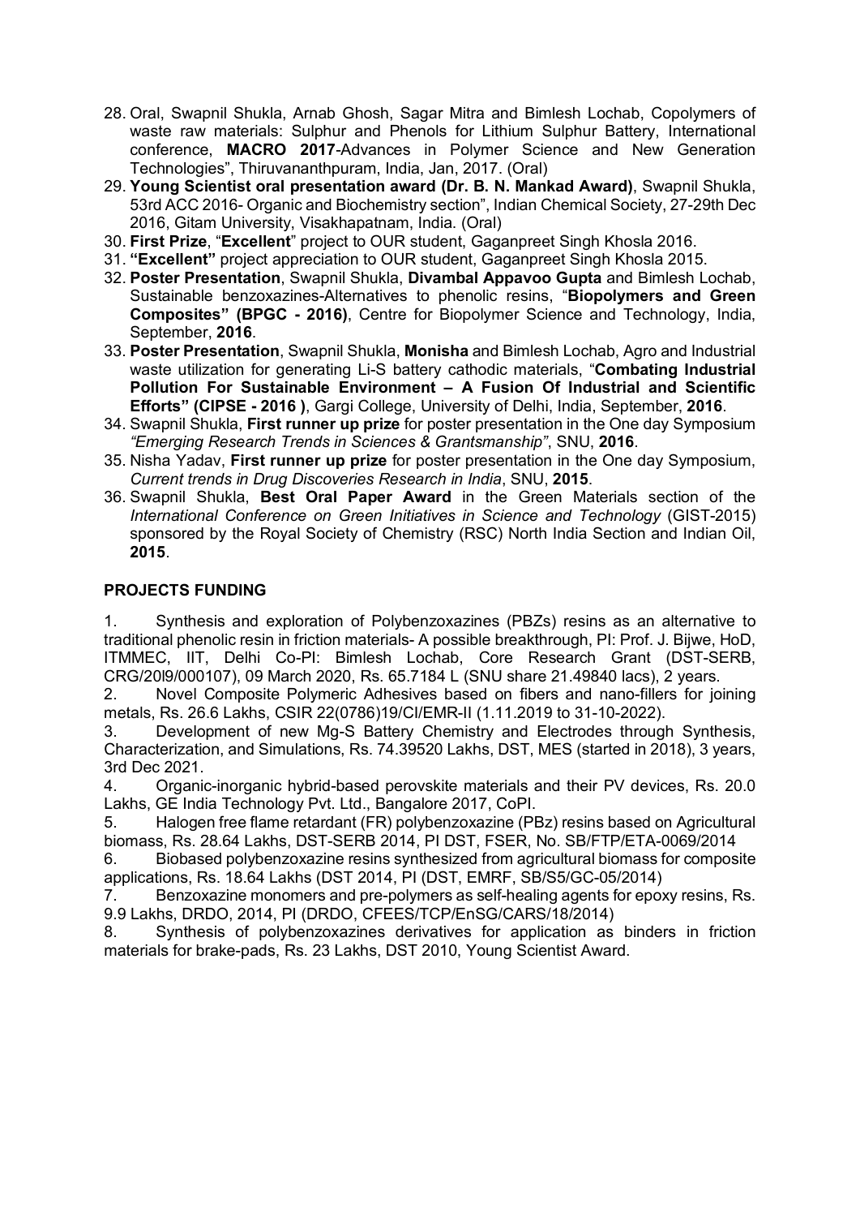28. Oral, Swapnil Shukla, Arnab Ghosh, Sagar Mitra and Bimlesh Lochab, Copolymers of waste raw materials: Sulphur and Phenols for Lithium Sulphur Battery, International conference, **MACRO 2017**-Advances in Polymer Science and New Generation Technologies", Thiruvananthpuram, India, Jan, 2017. (Oral)
29. **Young Scientist oral presentation award (Dr. B. N. Mankad Award)**, Swapnil Shukla, 53rd ACC 2016- Organic and Biochemistry section", Indian Chemical Society, 27-29th Dec 2016, Gitam University, Visakhapatnam, India. (Oral)
30. **First Prize**, "**Excellent**" project to OUR student, Gaganpreet Singh Khosla 2016.
31. **"Excellent"** project appreciation to OUR student, Gaganpreet Singh Khosla 2015.
32. **Poster Presentation**, Swapnil Shukla, **Divambal Appavoo Gupta** and Bimlesh Lochab, Sustainable benzoxazines-Alternatives to phenolic resins, "**Biopolymers and Green Composites" (BPGC - 2016)**, Centre for Biopolymer Science and Technology, India, September, **2016**.
33. **Poster Presentation**, Swapnil Shukla, **Monisha** and Bimlesh Lochab, Agro and Industrial waste utilization for generating Li-S battery cathodic materials, "**Combating Industrial Pollution For Sustainable Environment – A Fusion Of Industrial and Scientific Efforts" (CIPSE - 2016 )**, Gargi College, University of Delhi, India, September, **2016**.
34. Swapnil Shukla, **First runner up prize** for poster presentation in the One day Symposium *"Emerging Research Trends in Sciences & Grantsmanship"*, SNU, **2016**.
35. Nisha Yadav, **First runner up prize** for poster presentation in the One day Symposium, *Current trends in Drug Discoveries Research in India*, SNU, **2015**.
36. Swapnil Shukla, **Best Oral Paper Award** in the Green Materials section of the *International Conference on Green Initiatives in Science and Technology* (GIST-2015) sponsored by the Royal Society of Chemistry (RSC) North India Section and Indian Oil, **2015**.

## PROJECTS FUNDING

1. Synthesis and exploration of Polybenzoxazines (PBZs) resins as an alternative to traditional phenolic resin in friction materials- A possible breakthrough, PI: Prof. J. Bijwe, HoD, ITMMEC, IIT, Delhi Co-PI: Bimlesh Lochab, Core Research Grant (DST-SERB, CRG/20l9/000107), 09 March 2020, Rs. 65.7184 L (SNU share 21.49840 lacs), 2 years.
2. Novel Composite Polymeric Adhesives based on fibers and nano-fillers for joining metals, Rs. 26.6 Lakhs, CSIR 22(0786)19/CI/EMR-II (1.11.2019 to 31-10-2022).
3. Development of new Mg-S Battery Chemistry and Electrodes through Synthesis, Characterization, and Simulations, Rs. 74.39520 Lakhs, DST, MES (started in 2018), 3 years, 3rd Dec 2021.
4. Organic-inorganic hybrid-based perovskite materials and their PV devices, Rs. 20.0 Lakhs, GE India Technology Pvt. Ltd., Bangalore 2017, CoPI.
5. Halogen free flame retardant (FR) polybenzoxazine (PBz) resins based on Agricultural biomass, Rs. 28.64 Lakhs, DST-SERB 2014, PI DST, FSER, No. SB/FTP/ETA-0069/2014
6. Biobased polybenzoxazine resins synthesized from agricultural biomass for composite applications, Rs. 18.64 Lakhs (DST 2014, PI (DST, EMRF, SB/S5/GC-05/2014)
7. Benzoxazine monomers and pre-polymers as self-healing agents for epoxy resins, Rs. 9.9 Lakhs, DRDO, 2014, PI (DRDO, CFEES/TCP/EnSG/CARS/18/2014)
8. Synthesis of polybenzoxazines derivatives for application as binders in friction materials for brake-pads, Rs. 23 Lakhs, DST 2010, Young Scientist Award.